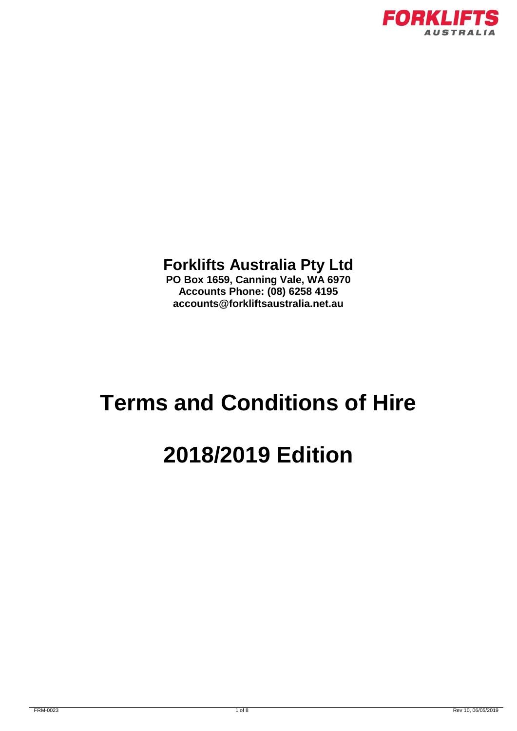**Forklifts Australia Pty Ltd**

**PO Box 1659, Canning Vale, WA 6970**
**Accounts Phone: (08) 6258 4195**
**accounts@forkliftsaustralia.net.au**

# Terms and Conditions of Hire

# 2018/2019 Edition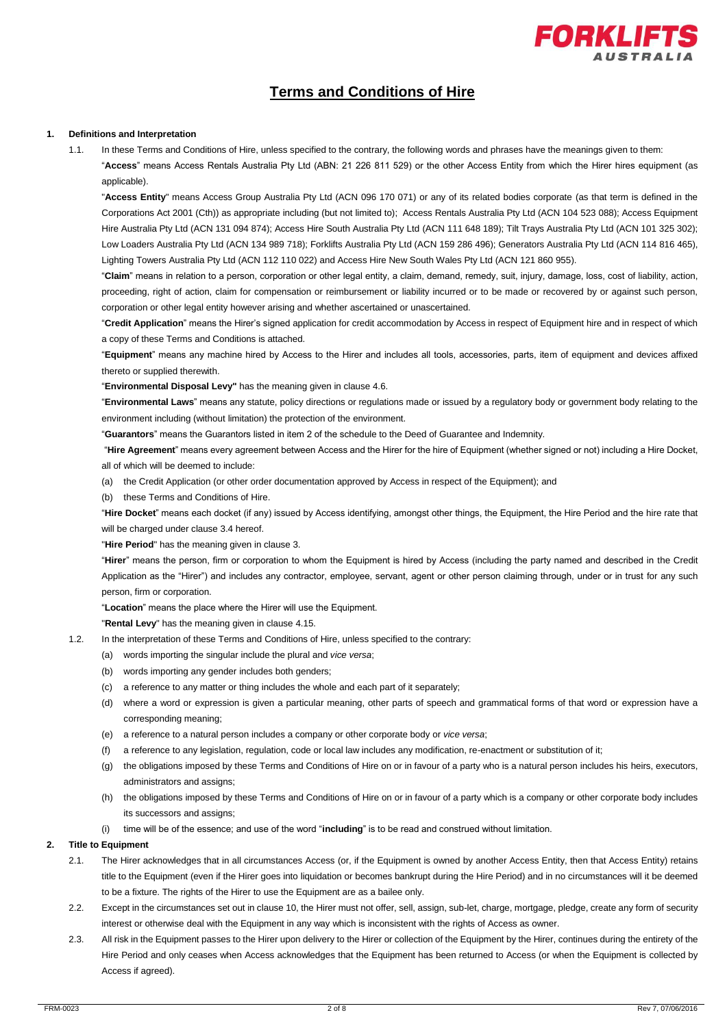# Terms and Conditions of Hire

**1. Definitions and Interpretation**

1.1. In these Terms and Conditions of Hire, unless specified to the contrary, the following words and phrases have the meanings given to them:

"**Access**" means Access Rentals Australia Pty Ltd (ABN: 21 226 811 529) or the other Access Entity from which the Hirer hires equipment (as applicable).

"**Access Entity**" means Access Group Australia Pty Ltd (ACN 096 170 071) or any of its related bodies corporate (as that term is defined in the Corporations Act 2001 (Cth)) as appropriate including (but not limited to); Access Rentals Australia Pty Ltd (ACN 104 523 088); Access Equipment Hire Australia Pty Ltd (ACN 131 094 874); Access Hire South Australia Pty Ltd (ACN 111 648 189); Tilt Trays Australia Pty Ltd (ACN 101 325 302); Low Loaders Australia Pty Ltd (ACN 134 989 718); Forklifts Australia Pty Ltd (ACN 159 286 496); Generators Australia Pty Ltd (ACN 114 816 465), Lighting Towers Australia Pty Ltd (ACN 112 110 022) and Access Hire New South Wales Pty Ltd (ACN 121 860 955).

"**Claim**" means in relation to a person, corporation or other legal entity, a claim, demand, remedy, suit, injury, damage, loss, cost of liability, action, proceeding, right of action, claim for compensation or reimbursement or liability incurred or to be made or recovered by or against such person, corporation or other legal entity however arising and whether ascertained or unascertained.

"**Credit Application**" means the Hirer's signed application for credit accommodation by Access in respect of Equipment hire and in respect of which a copy of these Terms and Conditions is attached.

"**Equipment**" means any machine hired by Access to the Hirer and includes all tools, accessories, parts, item of equipment and devices affixed thereto or supplied therewith.

"**Environmental Disposal Levy"** has the meaning given in clause 4.6.

"**Environmental Laws**" means any statute, policy directions or regulations made or issued by a regulatory body or government body relating to the environment including (without limitation) the protection of the environment.

"**Guarantors**" means the Guarantors listed in item 2 of the schedule to the Deed of Guarantee and Indemnity.

"**Hire Agreement**" means every agreement between Access and the Hirer for the hire of Equipment (whether signed or not) including a Hire Docket, all of which will be deemed to include:

(a) the Credit Application (or other order documentation approved by Access in respect of the Equipment); and

(b) these Terms and Conditions of Hire.

"**Hire Docket**" means each docket (if any) issued by Access identifying, amongst other things, the Equipment, the Hire Period and the hire rate that will be charged under clause 3.4 hereof.

"**Hire Period**" has the meaning given in clause 3.

"**Hirer**" means the person, firm or corporation to whom the Equipment is hired by Access (including the party named and described in the Credit Application as the "Hirer") and includes any contractor, employee, servant, agent or other person claiming through, under or in trust for any such person, firm or corporation.

"**Location**" means the place where the Hirer will use the Equipment.

"**Rental Levy**" has the meaning given in clause 4.15.

1.2. In the interpretation of these Terms and Conditions of Hire, unless specified to the contrary:

(a) words importing the singular include the plural and *vice versa*;

(b) words importing any gender includes both genders;

(c) a reference to any matter or thing includes the whole and each part of it separately;

(d) where a word or expression is given a particular meaning, other parts of speech and grammatical forms of that word or expression have a corresponding meaning;

(e) a reference to a natural person includes a company or other corporate body or *vice versa*;

(f) a reference to any legislation, regulation, code or local law includes any modification, re-enactment or substitution of it;

(g) the obligations imposed by these Terms and Conditions of Hire on or in favour of a party who is a natural person includes his heirs, executors, administrators and assigns;

(h) the obligations imposed by these Terms and Conditions of Hire on or in favour of a party which is a company or other corporate body includes its successors and assigns;

(i) time will be of the essence; and use of the word "**including**" is to be read and construed without limitation.

**2. Title to Equipment**

2.1. The Hirer acknowledges that in all circumstances Access (or, if the Equipment is owned by another Access Entity, then that Access Entity) retains title to the Equipment (even if the Hirer goes into liquidation or becomes bankrupt during the Hire Period) and in no circumstances will it be deemed to be a fixture. The rights of the Hirer to use the Equipment are as a bailee only.

2.2. Except in the circumstances set out in clause 10, the Hirer must not offer, sell, assign, sub-let, charge, mortgage, pledge, create any form of security interest or otherwise deal with the Equipment in any way which is inconsistent with the rights of Access as owner.

2.3. All risk in the Equipment passes to the Hirer upon delivery to the Hirer or collection of the Equipment by the Hirer, continues during the entirety of the Hire Period and only ceases when Access acknowledges that the Equipment has been returned to Access (or when the Equipment is collected by Access if agreed).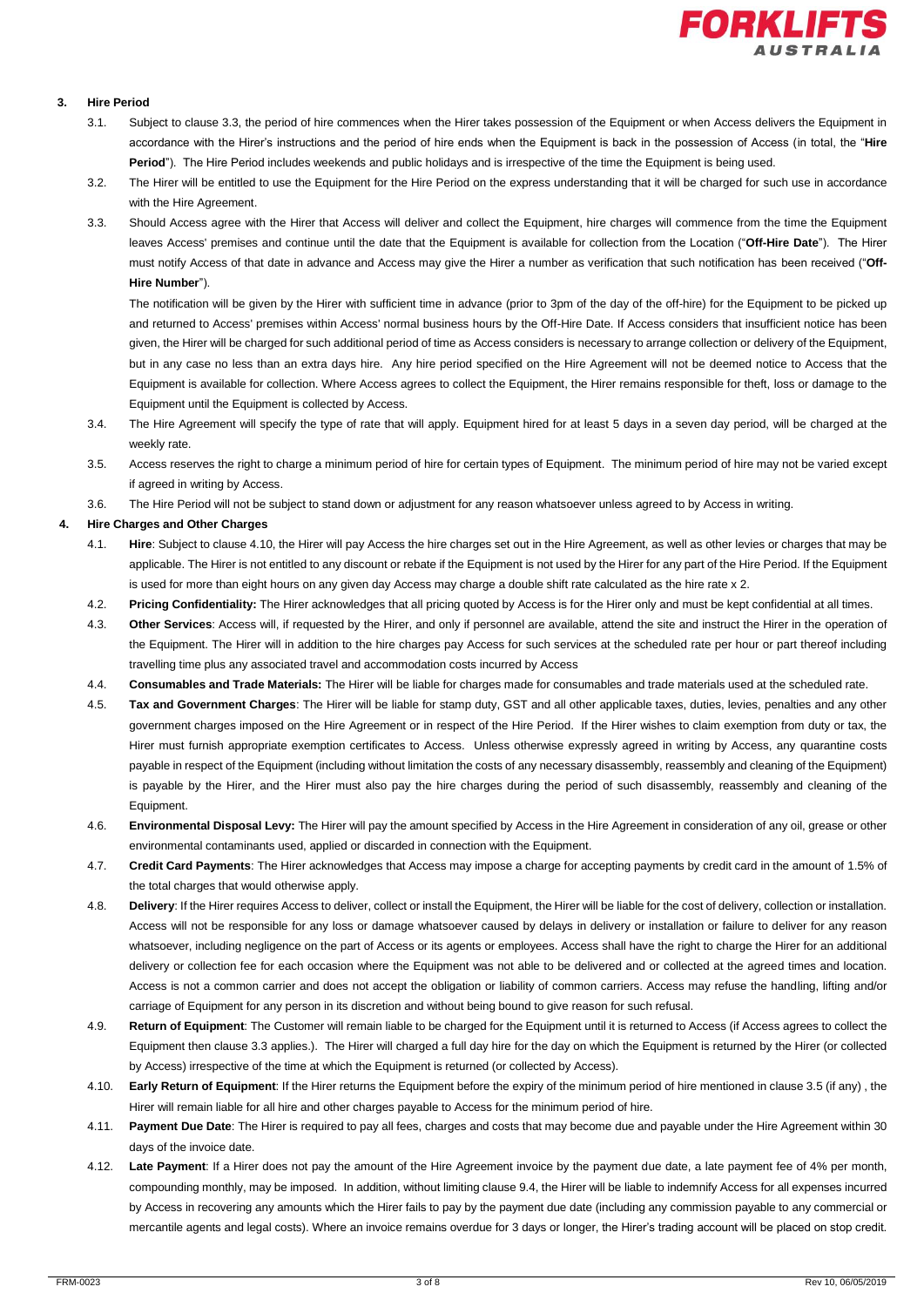## 3. Hire Period

3.1. Subject to clause 3.3, the period of hire commences when the Hirer takes possession of the Equipment or when Access delivers the Equipment in accordance with the Hirer's instructions and the period of hire ends when the Equipment is back in the possession of Access (in total, the "**Hire Period**"). The Hire Period includes weekends and public holidays and is irrespective of the time the Equipment is being used.

3.2. The Hirer will be entitled to use the Equipment for the Hire Period on the express understanding that it will be charged for such use in accordance with the Hire Agreement.

3.3. Should Access agree with the Hirer that Access will deliver and collect the Equipment, hire charges will commence from the time the Equipment leaves Access' premises and continue until the date that the Equipment is available for collection from the Location ("**Off-Hire Date**"). The Hirer must notify Access of that date in advance and Access may give the Hirer a number as verification that such notification has been received ("**Off-Hire Number**").

The notification will be given by the Hirer with sufficient time in advance (prior to 3pm of the day of the off-hire) for the Equipment to be picked up and returned to Access' premises within Access' normal business hours by the Off-Hire Date. If Access considers that insufficient notice has been given, the Hirer will be charged for such additional period of time as Access considers is necessary to arrange collection or delivery of the Equipment, but in any case no less than an extra days hire. Any hire period specified on the Hire Agreement will not be deemed notice to Access that the Equipment is available for collection. Where Access agrees to collect the Equipment, the Hirer remains responsible for theft, loss or damage to the Equipment until the Equipment is collected by Access.

3.4. The Hire Agreement will specify the type of rate that will apply. Equipment hired for at least 5 days in a seven day period, will be charged at the weekly rate.

3.5. Access reserves the right to charge a minimum period of hire for certain types of Equipment. The minimum period of hire may not be varied except if agreed in writing by Access.

3.6. The Hire Period will not be subject to stand down or adjustment for any reason whatsoever unless agreed to by Access in writing.

## 4. Hire Charges and Other Charges

4.1. **Hire**: Subject to clause 4.10, the Hirer will pay Access the hire charges set out in the Hire Agreement, as well as other levies or charges that may be applicable. The Hirer is not entitled to any discount or rebate if the Equipment is not used by the Hirer for any part of the Hire Period. If the Equipment is used for more than eight hours on any given day Access may charge a double shift rate calculated as the hire rate x 2.

4.2. **Pricing Confidentiality:** The Hirer acknowledges that all pricing quoted by Access is for the Hirer only and must be kept confidential at all times.

4.3. **Other Services**: Access will, if requested by the Hirer, and only if personnel are available, attend the site and instruct the Hirer in the operation of the Equipment. The Hirer will in addition to the hire charges pay Access for such services at the scheduled rate per hour or part thereof including travelling time plus any associated travel and accommodation costs incurred by Access

4.4. **Consumables and Trade Materials:** The Hirer will be liable for charges made for consumables and trade materials used at the scheduled rate.

4.5. **Tax and Government Charges**: The Hirer will be liable for stamp duty, GST and all other applicable taxes, duties, levies, penalties and any other government charges imposed on the Hire Agreement or in respect of the Hire Period. If the Hirer wishes to claim exemption from duty or tax, the Hirer must furnish appropriate exemption certificates to Access. Unless otherwise expressly agreed in writing by Access, any quarantine costs payable in respect of the Equipment (including without limitation the costs of any necessary disassembly, reassembly and cleaning of the Equipment) is payable by the Hirer, and the Hirer must also pay the hire charges during the period of such disassembly, reassembly and cleaning of the Equipment.

4.6. **Environmental Disposal Levy:** The Hirer will pay the amount specified by Access in the Hire Agreement in consideration of any oil, grease or other environmental contaminants used, applied or discarded in connection with the Equipment.

4.7. **Credit Card Payments**: The Hirer acknowledges that Access may impose a charge for accepting payments by credit card in the amount of 1.5% of the total charges that would otherwise apply.

4.8. **Delivery**: If the Hirer requires Access to deliver, collect or install the Equipment, the Hirer will be liable for the cost of delivery, collection or installation. Access will not be responsible for any loss or damage whatsoever caused by delays in delivery or installation or failure to deliver for any reason whatsoever, including negligence on the part of Access or its agents or employees. Access shall have the right to charge the Hirer for an additional delivery or collection fee for each occasion where the Equipment was not able to be delivered and or collected at the agreed times and location. Access is not a common carrier and does not accept the obligation or liability of common carriers. Access may refuse the handling, lifting and/or carriage of Equipment for any person in its discretion and without being bound to give reason for such refusal.

4.9. **Return of Equipment**: The Customer will remain liable to be charged for the Equipment until it is returned to Access (if Access agrees to collect the Equipment then clause 3.3 applies.). The Hirer will charged a full day hire for the day on which the Equipment is returned by the Hirer (or collected by Access) irrespective of the time at which the Equipment is returned (or collected by Access).

4.10. **Early Return of Equipment**: If the Hirer returns the Equipment before the expiry of the minimum period of hire mentioned in clause 3.5 (if any) , the Hirer will remain liable for all hire and other charges payable to Access for the minimum period of hire.

4.11. **Payment Due Date**: The Hirer is required to pay all fees, charges and costs that may become due and payable under the Hire Agreement within 30 days of the invoice date.

4.12. **Late Payment**: If a Hirer does not pay the amount of the Hire Agreement invoice by the payment due date, a late payment fee of 4% per month, compounding monthly, may be imposed. In addition, without limiting clause 9.4, the Hirer will be liable to indemnify Access for all expenses incurred by Access in recovering any amounts which the Hirer fails to pay by the payment due date (including any commission payable to any commercial or mercantile agents and legal costs). Where an invoice remains overdue for 3 days or longer, the Hirer's trading account will be placed on stop credit.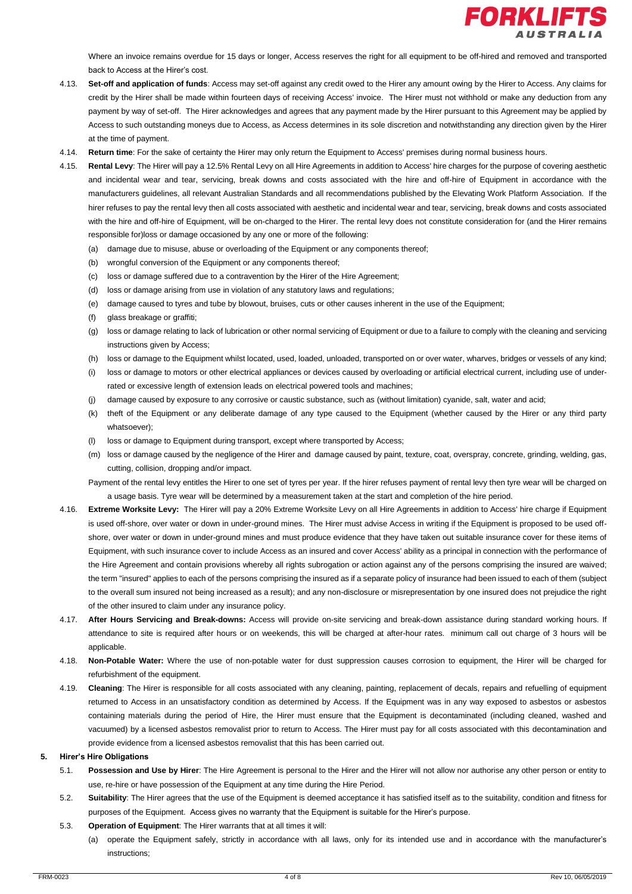Where an invoice remains overdue for 15 days or longer, Access reserves the right for all equipment to be off-hired and removed and transported back to Access at the Hirer's cost.

4.13. **Set-off and application of funds**: Access may set-off against any credit owed to the Hirer any amount owing by the Hirer to Access. Any claims for credit by the Hirer shall be made within fourteen days of receiving Access' invoice. The Hirer must not withhold or make any deduction from any payment by way of set-off. The Hirer acknowledges and agrees that any payment made by the Hirer pursuant to this Agreement may be applied by Access to such outstanding moneys due to Access, as Access determines in its sole discretion and notwithstanding any direction given by the Hirer at the time of payment.

4.14. **Return time**: For the sake of certainty the Hirer may only return the Equipment to Access' premises during normal business hours.

4.15. **Rental Levy**: The Hirer will pay a 12.5% Rental Levy on all Hire Agreements in addition to Access' hire charges for the purpose of covering aesthetic and incidental wear and tear, servicing, break downs and costs associated with the hire and off-hire of Equipment in accordance with the manufacturers guidelines, all relevant Australian Standards and all recommendations published by the Elevating Work Platform Association. If the hirer refuses to pay the rental levy then all costs associated with aesthetic and incidental wear and tear, servicing, break downs and costs associated with the hire and off-hire of Equipment, will be on-charged to the Hirer. The rental levy does not constitute consideration for (and the Hirer remains responsible for)loss or damage occasioned by any one or more of the following:

(a) damage due to misuse, abuse or overloading of the Equipment or any components thereof;
(b) wrongful conversion of the Equipment or any components thereof;
(c) loss or damage suffered due to a contravention by the Hirer of the Hire Agreement;
(d) loss or damage arising from use in violation of any statutory laws and regulations;
(e) damage caused to tyres and tube by blowout, bruises, cuts or other causes inherent in the use of the Equipment;
(f) glass breakage or graffiti;
(g) loss or damage relating to lack of lubrication or other normal servicing of Equipment or due to a failure to comply with the cleaning and servicing instructions given by Access;
(h) loss or damage to the Equipment whilst located, used, loaded, unloaded, transported on or over water, wharves, bridges or vessels of any kind;
(i) loss or damage to motors or other electrical appliances or devices caused by overloading or artificial electrical current, including use of under-rated or excessive length of extension leads on electrical powered tools and machines;
(j) damage caused by exposure to any corrosive or caustic substance, such as (without limitation) cyanide, salt, water and acid;
(k) theft of the Equipment or any deliberate damage of any type caused to the Equipment (whether caused by the Hirer or any third party whatsoever);
(l) loss or damage to Equipment during transport, except where transported by Access;
(m) loss or damage caused by the negligence of the Hirer and damage caused by paint, texture, coat, overspray, concrete, grinding, welding, gas, cutting, collision, dropping and/or impact.

Payment of the rental levy entitles the Hirer to one set of tyres per year. If the hirer refuses payment of rental levy then tyre wear will be charged on a usage basis. Tyre wear will be determined by a measurement taken at the start and completion of the hire period.

4.16. **Extreme Worksite Levy:** The Hirer will pay a 20% Extreme Worksite Levy on all Hire Agreements in addition to Access' hire charge if Equipment is used off-shore, over water or down in under-ground mines. The Hirer must advise Access in writing if the Equipment is proposed to be used off-shore, over water or down in under-ground mines and must produce evidence that they have taken out suitable insurance cover for these items of Equipment, with such insurance cover to include Access as an insured and cover Access' ability as a principal in connection with the performance of the Hire Agreement and contain provisions whereby all rights subrogation or action against any of the persons comprising the insured are waived; the term "insured" applies to each of the persons comprising the insured as if a separate policy of insurance had been issued to each of them (subject to the overall sum insured not being increased as a result); and any non-disclosure or misrepresentation by one insured does not prejudice the right of the other insured to claim under any insurance policy.

4.17. **After Hours Servicing and Break-downs:** Access will provide on-site servicing and break-down assistance during standard working hours. If attendance to site is required after hours or on weekends, this will be charged at after-hour rates. minimum call out charge of 3 hours will be applicable.

4.18. **Non-Potable Water:** Where the use of non-potable water for dust suppression causes corrosion to equipment, the Hirer will be charged for refurbishment of the equipment.

4.19. **Cleaning**: The Hirer is responsible for all costs associated with any cleaning, painting, replacement of decals, repairs and refuelling of equipment returned to Access in an unsatisfactory condition as determined by Access. If the Equipment was in any way exposed to asbestos or asbestos containing materials during the period of Hire, the Hirer must ensure that the Equipment is decontaminated (including cleaned, washed and vacuumed) by a licensed asbestos removalist prior to return to Access. The Hirer must pay for all costs associated with this decontamination and provide evidence from a licensed asbestos removalist that this has been carried out.

## 5. Hirer's Hire Obligations

5.1. **Possession and Use by Hirer**: The Hire Agreement is personal to the Hirer and the Hirer will not allow nor authorise any other person or entity to use, re-hire or have possession of the Equipment at any time during the Hire Period.

5.2. **Suitability**: The Hirer agrees that the use of the Equipment is deemed acceptance it has satisfied itself as to the suitability, condition and fitness for purposes of the Equipment. Access gives no warranty that the Equipment is suitable for the Hirer's purpose.

5.3. **Operation of Equipment**: The Hirer warrants that at all times it will:

(a) operate the Equipment safely, strictly in accordance with all laws, only for its intended use and in accordance with the manufacturer's instructions;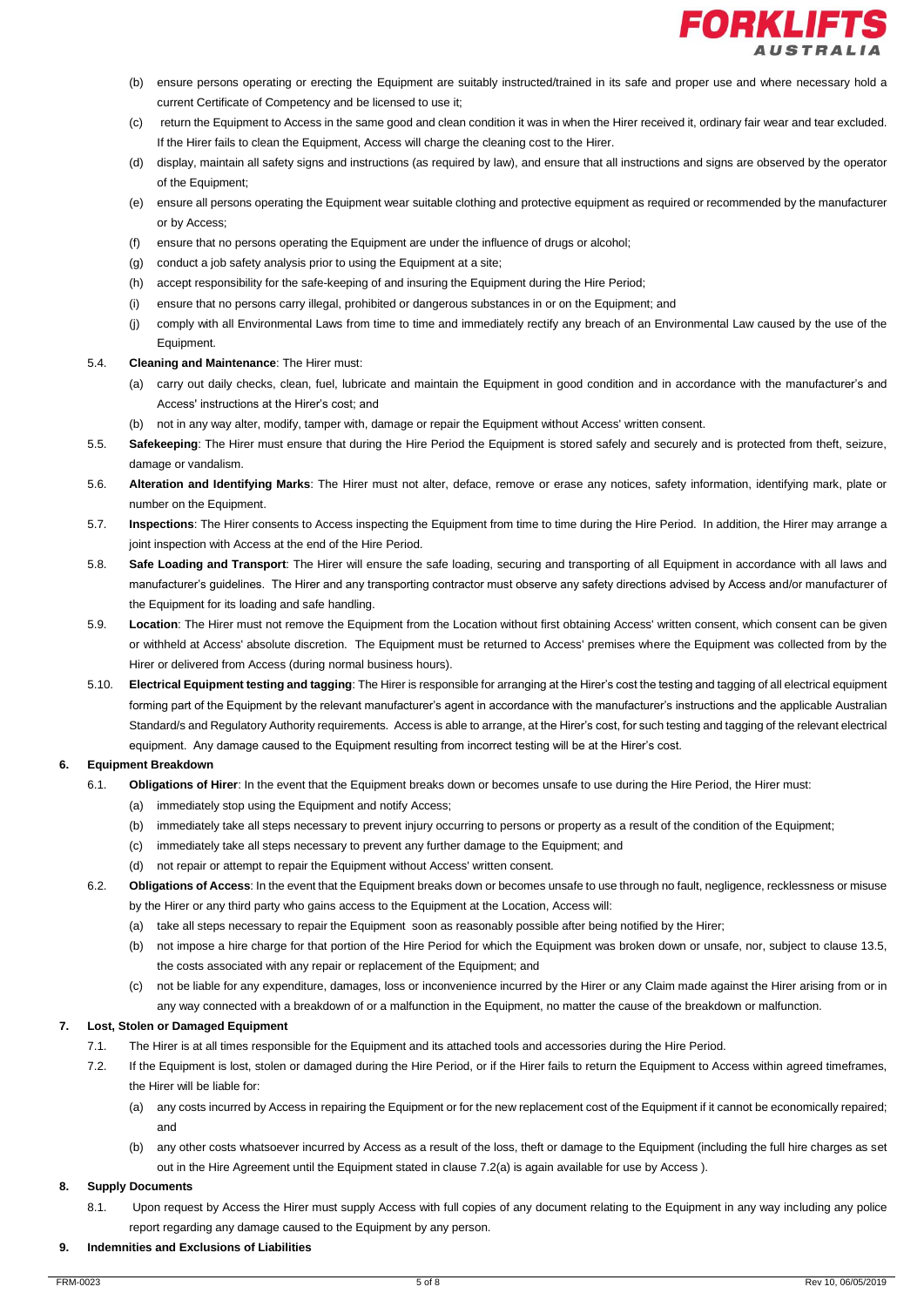(b) ensure persons operating or erecting the Equipment are suitably instructed/trained in its safe and proper use and where necessary hold a current Certificate of Competency and be licensed to use it;

(c) return the Equipment to Access in the same good and clean condition it was in when the Hirer received it, ordinary fair wear and tear excluded. If the Hirer fails to clean the Equipment, Access will charge the cleaning cost to the Hirer.

(d) display, maintain all safety signs and instructions (as required by law), and ensure that all instructions and signs are observed by the operator of the Equipment;

(e) ensure all persons operating the Equipment wear suitable clothing and protective equipment as required or recommended by the manufacturer or by Access;

(f) ensure that no persons operating the Equipment are under the influence of drugs or alcohol;

(g) conduct a job safety analysis prior to using the Equipment at a site;

(h) accept responsibility for the safe-keeping of and insuring the Equipment during the Hire Period;

(i) ensure that no persons carry illegal, prohibited or dangerous substances in or on the Equipment; and

(j) comply with all Environmental Laws from time to time and immediately rectify any breach of an Environmental Law caused by the use of the Equipment.

5.4. **Cleaning and Maintenance**: The Hirer must:

(a) carry out daily checks, clean, fuel, lubricate and maintain the Equipment in good condition and in accordance with the manufacturer's and Access' instructions at the Hirer's cost; and

(b) not in any way alter, modify, tamper with, damage or repair the Equipment without Access' written consent.

5.5. **Safekeeping**: The Hirer must ensure that during the Hire Period the Equipment is stored safely and securely and is protected from theft, seizure, damage or vandalism.

5.6. **Alteration and Identifying Marks**: The Hirer must not alter, deface, remove or erase any notices, safety information, identifying mark, plate or number on the Equipment.

5.7. **Inspections**: The Hirer consents to Access inspecting the Equipment from time to time during the Hire Period. In addition, the Hirer may arrange a joint inspection with Access at the end of the Hire Period.

5.8. **Safe Loading and Transport**: The Hirer will ensure the safe loading, securing and transporting of all Equipment in accordance with all laws and manufacturer's guidelines. The Hirer and any transporting contractor must observe any safety directions advised by Access and/or manufacturer of the Equipment for its loading and safe handling.

5.9. **Location**: The Hirer must not remove the Equipment from the Location without first obtaining Access' written consent, which consent can be given or withheld at Access' absolute discretion. The Equipment must be returned to Access' premises where the Equipment was collected from by the Hirer or delivered from Access (during normal business hours).

5.10. **Electrical Equipment testing and tagging**: The Hirer is responsible for arranging at the Hirer's cost the testing and tagging of all electrical equipment forming part of the Equipment by the relevant manufacturer's agent in accordance with the manufacturer's instructions and the applicable Australian Standard/s and Regulatory Authority requirements. Access is able to arrange, at the Hirer's cost, for such testing and tagging of the relevant electrical equipment. Any damage caused to the Equipment resulting from incorrect testing will be at the Hirer's cost.

**6. Equipment Breakdown**

6.1. **Obligations of Hirer**: In the event that the Equipment breaks down or becomes unsafe to use during the Hire Period, the Hirer must:

(a) immediately stop using the Equipment and notify Access;

(b) immediately take all steps necessary to prevent injury occurring to persons or property as a result of the condition of the Equipment;

(c) immediately take all steps necessary to prevent any further damage to the Equipment; and

(d) not repair or attempt to repair the Equipment without Access' written consent.

6.2. **Obligations of Access**: In the event that the Equipment breaks down or becomes unsafe to use through no fault, negligence, recklessness or misuse by the Hirer or any third party who gains access to the Equipment at the Location, Access will:

(a) take all steps necessary to repair the Equipment soon as reasonably possible after being notified by the Hirer;

(b) not impose a hire charge for that portion of the Hire Period for which the Equipment was broken down or unsafe, nor, subject to clause 13.5, the costs associated with any repair or replacement of the Equipment; and

(c) not be liable for any expenditure, damages, loss or inconvenience incurred by the Hirer or any Claim made against the Hirer arising from or in any way connected with a breakdown of or a malfunction in the Equipment, no matter the cause of the breakdown or malfunction.

**7. Lost, Stolen or Damaged Equipment**

7.1. The Hirer is at all times responsible for the Equipment and its attached tools and accessories during the Hire Period.

7.2. If the Equipment is lost, stolen or damaged during the Hire Period, or if the Hirer fails to return the Equipment to Access within agreed timeframes, the Hirer will be liable for:

(a) any costs incurred by Access in repairing the Equipment or for the new replacement cost of the Equipment if it cannot be economically repaired; and

(b) any other costs whatsoever incurred by Access as a result of the loss, theft or damage to the Equipment (including the full hire charges as set out in the Hire Agreement until the Equipment stated in clause 7.2(a) is again available for use by Access ).

**8. Supply Documents**

8.1. Upon request by Access the Hirer must supply Access with full copies of any document relating to the Equipment in any way including any police report regarding any damage caused to the Equipment by any person.

**9. Indemnities and Exclusions of Liabilities**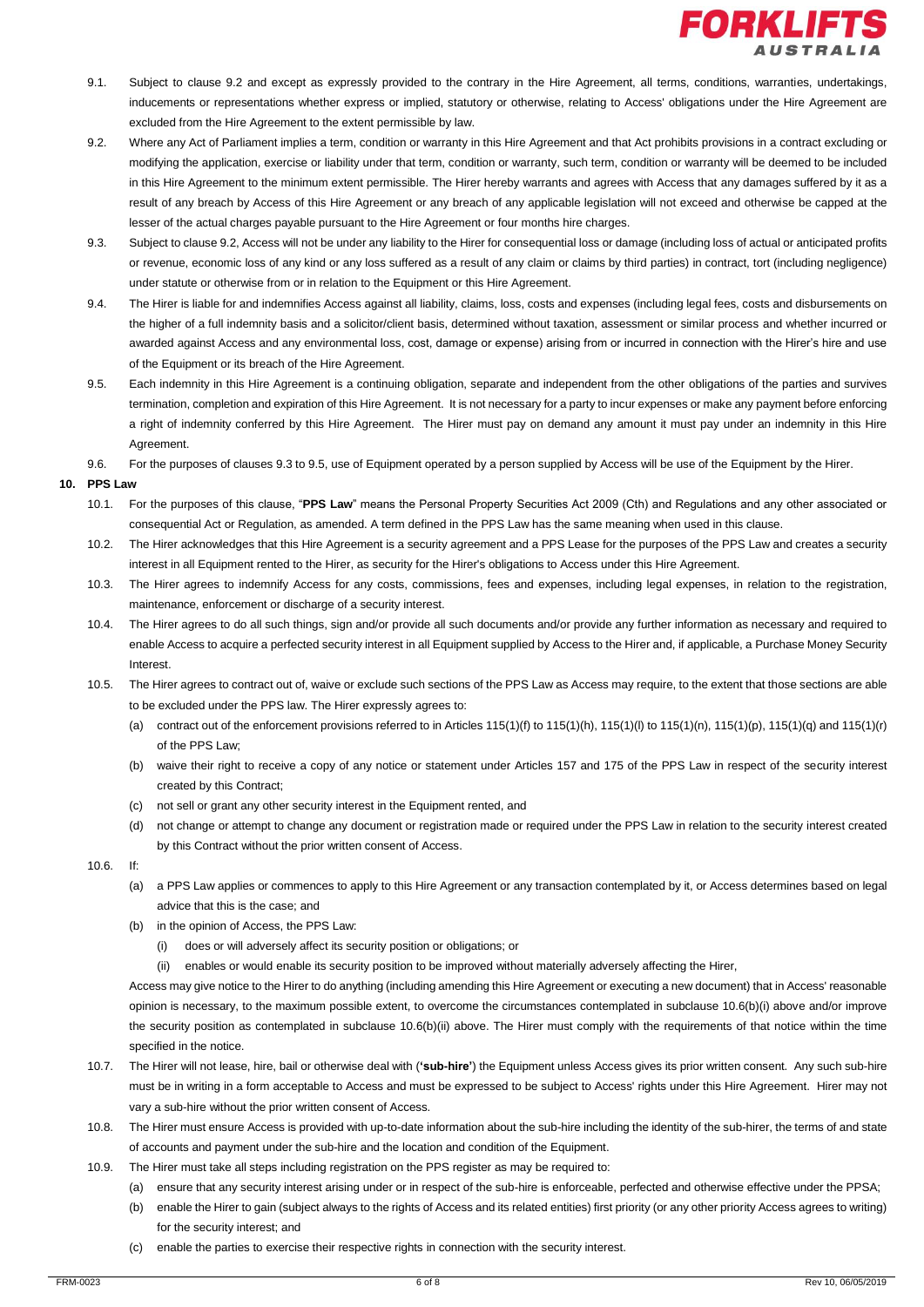9.1. Subject to clause 9.2 and except as expressly provided to the contrary in the Hire Agreement, all terms, conditions, warranties, undertakings, inducements or representations whether express or implied, statutory or otherwise, relating to Access' obligations under the Hire Agreement are excluded from the Hire Agreement to the extent permissible by law.

9.2. Where any Act of Parliament implies a term, condition or warranty in this Hire Agreement and that Act prohibits provisions in a contract excluding or modifying the application, exercise or liability under that term, condition or warranty, such term, condition or warranty will be deemed to be included in this Hire Agreement to the minimum extent permissible. The Hirer hereby warrants and agrees with Access that any damages suffered by it as a result of any breach by Access of this Hire Agreement or any breach of any applicable legislation will not exceed and otherwise be capped at the lesser of the actual charges payable pursuant to the Hire Agreement or four months hire charges.

9.3. Subject to clause 9.2, Access will not be under any liability to the Hirer for consequential loss or damage (including loss of actual or anticipated profits or revenue, economic loss of any kind or any loss suffered as a result of any claim or claims by third parties) in contract, tort (including negligence) under statute or otherwise from or in relation to the Equipment or this Hire Agreement.

9.4. The Hirer is liable for and indemnifies Access against all liability, claims, loss, costs and expenses (including legal fees, costs and disbursements on the higher of a full indemnity basis and a solicitor/client basis, determined without taxation, assessment or similar process and whether incurred or awarded against Access and any environmental loss, cost, damage or expense) arising from or incurred in connection with the Hirer's hire and use of the Equipment or its breach of the Hire Agreement.

9.5. Each indemnity in this Hire Agreement is a continuing obligation, separate and independent from the other obligations of the parties and survives termination, completion and expiration of this Hire Agreement. It is not necessary for a party to incur expenses or make any payment before enforcing a right of indemnity conferred by this Hire Agreement. The Hirer must pay on demand any amount it must pay under an indemnity in this Hire Agreement.

9.6. For the purposes of clauses 9.3 to 9.5, use of Equipment operated by a person supplied by Access will be use of the Equipment by the Hirer.

## 10. PPS Law

10.1. For the purposes of this clause, "**PPS Law**" means the Personal Property Securities Act 2009 (Cth) and Regulations and any other associated or consequential Act or Regulation, as amended. A term defined in the PPS Law has the same meaning when used in this clause.

10.2. The Hirer acknowledges that this Hire Agreement is a security agreement and a PPS Lease for the purposes of the PPS Law and creates a security interest in all Equipment rented to the Hirer, as security for the Hirer's obligations to Access under this Hire Agreement.

10.3. The Hirer agrees to indemnify Access for any costs, commissions, fees and expenses, including legal expenses, in relation to the registration, maintenance, enforcement or discharge of a security interest.

10.4. The Hirer agrees to do all such things, sign and/or provide all such documents and/or provide any further information as necessary and required to enable Access to acquire a perfected security interest in all Equipment supplied by Access to the Hirer and, if applicable, a Purchase Money Security Interest.

10.5. The Hirer agrees to contract out of, waive or exclude such sections of the PPS Law as Access may require, to the extent that those sections are able to be excluded under the PPS law. The Hirer expressly agrees to:

(a) contract out of the enforcement provisions referred to in Articles 115(1)(f) to 115(1)(h), 115(1)(l) to 115(1)(n), 115(1)(p), 115(1)(q) and 115(1)(r) of the PPS Law;

(b) waive their right to receive a copy of any notice or statement under Articles 157 and 175 of the PPS Law in respect of the security interest created by this Contract;

(c) not sell or grant any other security interest in the Equipment rented, and

(d) not change or attempt to change any document or registration made or required under the PPS Law in relation to the security interest created by this Contract without the prior written consent of Access.

10.6. If:

(a) a PPS Law applies or commences to apply to this Hire Agreement or any transaction contemplated by it, or Access determines based on legal advice that this is the case; and

(b) in the opinion of Access, the PPS Law:

(i) does or will adversely affect its security position or obligations; or

(ii) enables or would enable its security position to be improved without materially adversely affecting the Hirer,

Access may give notice to the Hirer to do anything (including amending this Hire Agreement or executing a new document) that in Access' reasonable opinion is necessary, to the maximum possible extent, to overcome the circumstances contemplated in subclause 10.6(b)(i) above and/or improve the security position as contemplated in subclause 10.6(b)(ii) above. The Hirer must comply with the requirements of that notice within the time specified in the notice.

10.7. The Hirer will not lease, hire, bail or otherwise deal with (**'sub-hire'**) the Equipment unless Access gives its prior written consent. Any such sub-hire must be in writing in a form acceptable to Access and must be expressed to be subject to Access' rights under this Hire Agreement. Hirer may not vary a sub-hire without the prior written consent of Access.

10.8. The Hirer must ensure Access is provided with up-to-date information about the sub-hire including the identity of the sub-hirer, the terms of and state of accounts and payment under the sub-hire and the location and condition of the Equipment.

10.9. The Hirer must take all steps including registration on the PPS register as may be required to:

(a) ensure that any security interest arising under or in respect of the sub-hire is enforceable, perfected and otherwise effective under the PPSA;

(b) enable the Hirer to gain (subject always to the rights of Access and its related entities) first priority (or any other priority Access agrees to writing) for the security interest; and

(c) enable the parties to exercise their respective rights in connection with the security interest.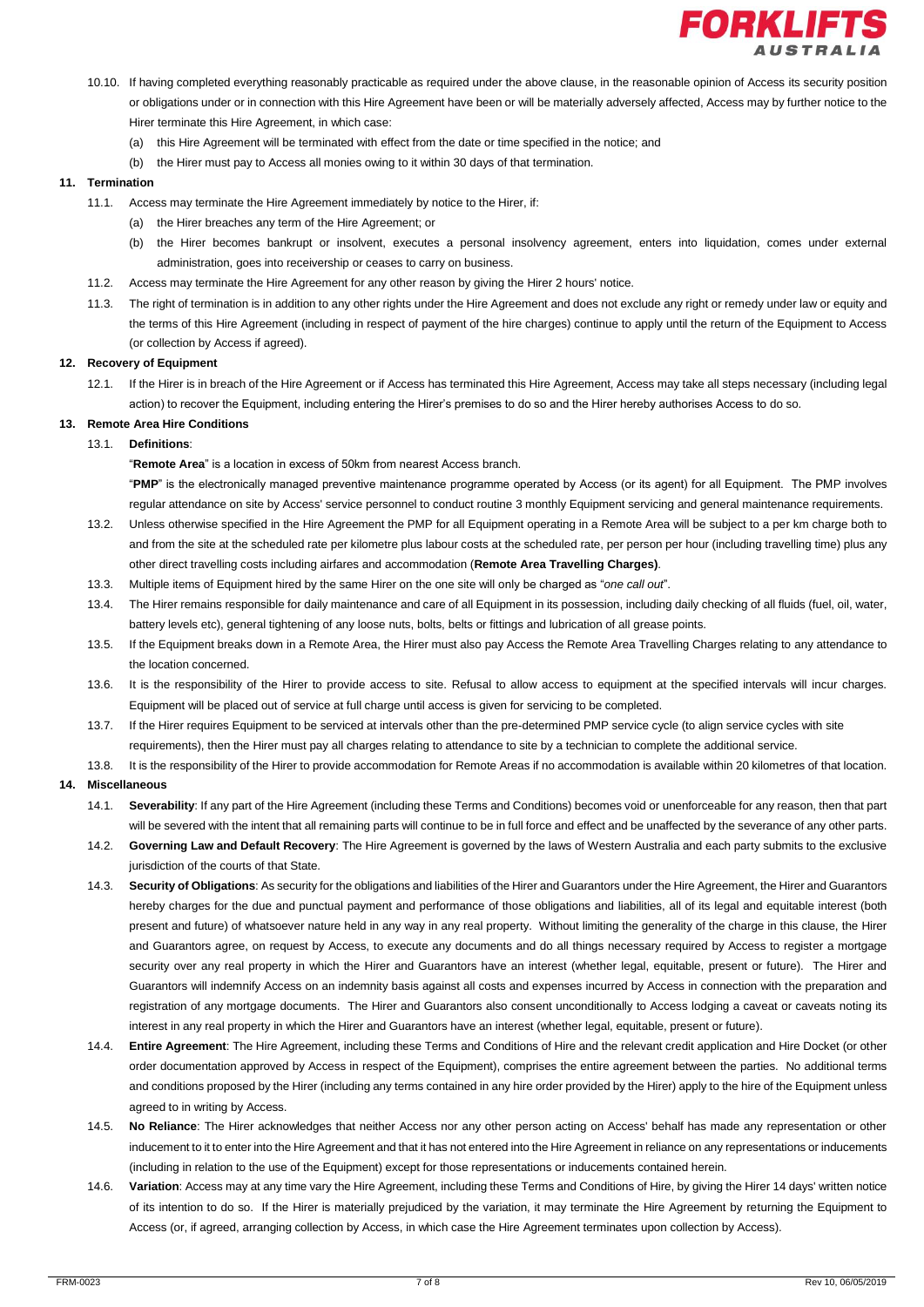10.10. If having completed everything reasonably practicable as required under the above clause, in the reasonable opinion of Access its security position or obligations under or in connection with this Hire Agreement have been or will be materially adversely affected, Access may by further notice to the Hirer terminate this Hire Agreement, in which case:

(a) this Hire Agreement will be terminated with effect from the date or time specified in the notice; and

(b) the Hirer must pay to Access all monies owing to it within 30 days of that termination.

**11. Termination**

11.1. Access may terminate the Hire Agreement immediately by notice to the Hirer, if:

(a) the Hirer breaches any term of the Hire Agreement; or

(b) the Hirer becomes bankrupt or insolvent, executes a personal insolvency agreement, enters into liquidation, comes under external administration, goes into receivership or ceases to carry on business.

11.2. Access may terminate the Hire Agreement for any other reason by giving the Hirer 2 hours' notice.

11.3. The right of termination is in addition to any other rights under the Hire Agreement and does not exclude any right or remedy under law or equity and the terms of this Hire Agreement (including in respect of payment of the hire charges) continue to apply until the return of the Equipment to Access (or collection by Access if agreed).

**12. Recovery of Equipment**

12.1. If the Hirer is in breach of the Hire Agreement or if Access has terminated this Hire Agreement, Access may take all steps necessary (including legal action) to recover the Equipment, including entering the Hirer's premises to do so and the Hirer hereby authorises Access to do so.

**13. Remote Area Hire Conditions**

13.1. **Definitions**:

"**Remote Area**" is a location in excess of 50km from nearest Access branch.

"**PMP**" is the electronically managed preventive maintenance programme operated by Access (or its agent) for all Equipment. The PMP involves regular attendance on site by Access' service personnel to conduct routine 3 monthly Equipment servicing and general maintenance requirements.

13.2. Unless otherwise specified in the Hire Agreement the PMP for all Equipment operating in a Remote Area will be subject to a per km charge both to and from the site at the scheduled rate per kilometre plus labour costs at the scheduled rate, per person per hour (including travelling time) plus any other direct travelling costs including airfares and accommodation (**Remote Area Travelling Charges)**.

13.3. Multiple items of Equipment hired by the same Hirer on the one site will only be charged as "*one call out*".

13.4. The Hirer remains responsible for daily maintenance and care of all Equipment in its possession, including daily checking of all fluids (fuel, oil, water, battery levels etc), general tightening of any loose nuts, bolts, belts or fittings and lubrication of all grease points.

13.5. If the Equipment breaks down in a Remote Area, the Hirer must also pay Access the Remote Area Travelling Charges relating to any attendance to the location concerned.

13.6. It is the responsibility of the Hirer to provide access to site. Refusal to allow access to equipment at the specified intervals will incur charges. Equipment will be placed out of service at full charge until access is given for servicing to be completed.

13.7. If the Hirer requires Equipment to be serviced at intervals other than the pre-determined PMP service cycle (to align service cycles with site requirements), then the Hirer must pay all charges relating to attendance to site by a technician to complete the additional service.

13.8. It is the responsibility of the Hirer to provide accommodation for Remote Areas if no accommodation is available within 20 kilometres of that location.

**14. Miscellaneous**

14.1. **Severability**: If any part of the Hire Agreement (including these Terms and Conditions) becomes void or unenforceable for any reason, then that part will be severed with the intent that all remaining parts will continue to be in full force and effect and be unaffected by the severance of any other parts.

14.2. **Governing Law and Default Recovery**: The Hire Agreement is governed by the laws of Western Australia and each party submits to the exclusive jurisdiction of the courts of that State.

14.3. **Security of Obligations**: As security for the obligations and liabilities of the Hirer and Guarantors under the Hire Agreement, the Hirer and Guarantors hereby charges for the due and punctual payment and performance of those obligations and liabilities, all of its legal and equitable interest (both present and future) of whatsoever nature held in any way in any real property. Without limiting the generality of the charge in this clause, the Hirer and Guarantors agree, on request by Access, to execute any documents and do all things necessary required by Access to register a mortgage security over any real property in which the Hirer and Guarantors have an interest (whether legal, equitable, present or future). The Hirer and Guarantors will indemnify Access on an indemnity basis against all costs and expenses incurred by Access in connection with the preparation and registration of any mortgage documents. The Hirer and Guarantors also consent unconditionally to Access lodging a caveat or caveats noting its interest in any real property in which the Hirer and Guarantors have an interest (whether legal, equitable, present or future).

14.4. **Entire Agreement**: The Hire Agreement, including these Terms and Conditions of Hire and the relevant credit application and Hire Docket (or other order documentation approved by Access in respect of the Equipment), comprises the entire agreement between the parties. No additional terms and conditions proposed by the Hirer (including any terms contained in any hire order provided by the Hirer) apply to the hire of the Equipment unless agreed to in writing by Access.

14.5. **No Reliance**: The Hirer acknowledges that neither Access nor any other person acting on Access' behalf has made any representation or other inducement to it to enter into the Hire Agreement and that it has not entered into the Hire Agreement in reliance on any representations or inducements (including in relation to the use of the Equipment) except for those representations or inducements contained herein.

14.6. **Variation**: Access may at any time vary the Hire Agreement, including these Terms and Conditions of Hire, by giving the Hirer 14 days' written notice of its intention to do so. If the Hirer is materially prejudiced by the variation, it may terminate the Hire Agreement by returning the Equipment to Access (or, if agreed, arranging collection by Access, in which case the Hire Agreement terminates upon collection by Access).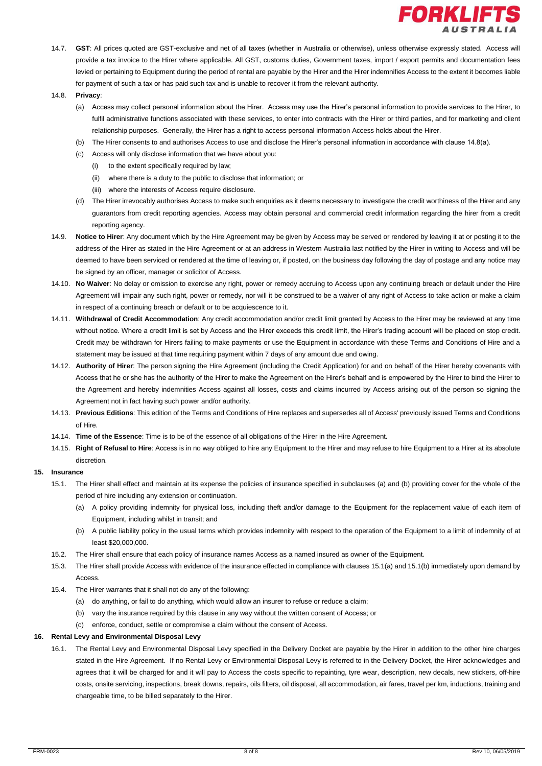14.7. **GST**: All prices quoted are GST-exclusive and net of all taxes (whether in Australia or otherwise), unless otherwise expressly stated. Access will provide a tax invoice to the Hirer where applicable. All GST, customs duties, Government taxes, import / export permits and documentation fees levied or pertaining to Equipment during the period of rental are payable by the Hirer and the Hirer indemnifies Access to the extent it becomes liable for payment of such a tax or has paid such tax and is unable to recover it from the relevant authority.

14.8. **Privacy**:

(a) Access may collect personal information about the Hirer. Access may use the Hirer's personal information to provide services to the Hirer, to fulfil administrative functions associated with these services, to enter into contracts with the Hirer or third parties, and for marketing and client relationship purposes. Generally, the Hirer has a right to access personal information Access holds about the Hirer.

(b) The Hirer consents to and authorises Access to use and disclose the Hirer's personal information in accordance with clause 14.8(a).

(c) Access will only disclose information that we have about you:

(i) to the extent specifically required by law;

(ii) where there is a duty to the public to disclose that information; or

(iii) where the interests of Access require disclosure.

(d) The Hirer irrevocably authorises Access to make such enquiries as it deems necessary to investigate the credit worthiness of the Hirer and any guarantors from credit reporting agencies. Access may obtain personal and commercial credit information regarding the hirer from a credit reporting agency.

14.9. **Notice to Hirer**: Any document which by the Hire Agreement may be given by Access may be served or rendered by leaving it at or posting it to the address of the Hirer as stated in the Hire Agreement or at an address in Western Australia last notified by the Hirer in writing to Access and will be deemed to have been serviced or rendered at the time of leaving or, if posted, on the business day following the day of postage and any notice may be signed by an officer, manager or solicitor of Access.

14.10. **No Waiver**: No delay or omission to exercise any right, power or remedy accruing to Access upon any continuing breach or default under the Hire Agreement will impair any such right, power or remedy, nor will it be construed to be a waiver of any right of Access to take action or make a claim in respect of a continuing breach or default or to be acquiescence to it.

14.11. **Withdrawal of Credit Accommodation**: Any credit accommodation and/or credit limit granted by Access to the Hirer may be reviewed at any time without notice. Where a credit limit is set by Access and the Hirer exceeds this credit limit, the Hirer's trading account will be placed on stop credit. Credit may be withdrawn for Hirers failing to make payments or use the Equipment in accordance with these Terms and Conditions of Hire and a statement may be issued at that time requiring payment within 7 days of any amount due and owing.

14.12. **Authority of Hirer**: The person signing the Hire Agreement (including the Credit Application) for and on behalf of the Hirer hereby covenants with Access that he or she has the authority of the Hirer to make the Agreement on the Hirer's behalf and is empowered by the Hirer to bind the Hirer to the Agreement and hereby indemnities Access against all losses, costs and claims incurred by Access arising out of the person so signing the Agreement not in fact having such power and/or authority.

14.13. **Previous Editions**: This edition of the Terms and Conditions of Hire replaces and supersedes all of Access' previously issued Terms and Conditions of Hire.

14.14. **Time of the Essence**: Time is to be of the essence of all obligations of the Hirer in the Hire Agreement.

14.15. **Right of Refusal to Hire**: Access is in no way obliged to hire any Equipment to the Hirer and may refuse to hire Equipment to a Hirer at its absolute discretion.

## 15. Insurance

15.1. The Hirer shall effect and maintain at its expense the policies of insurance specified in subclauses (a) and (b) providing cover for the whole of the period of hire including any extension or continuation.

(a) A policy providing indemnity for physical loss, including theft and/or damage to the Equipment for the replacement value of each item of Equipment, including whilst in transit; and

(b) A public liability policy in the usual terms which provides indemnity with respect to the operation of the Equipment to a limit of indemnity of at least $20,000,000.

15.2. The Hirer shall ensure that each policy of insurance names Access as a named insured as owner of the Equipment.

15.3. The Hirer shall provide Access with evidence of the insurance effected in compliance with clauses 15.1(a) and 15.1(b) immediately upon demand by Access.

15.4. The Hirer warrants that it shall not do any of the following:

(a) do anything, or fail to do anything, which would allow an insurer to refuse or reduce a claim;

(b) vary the insurance required by this clause in any way without the written consent of Access; or

(c) enforce, conduct, settle or compromise a claim without the consent of Access.

## 16. Rental Levy and Environmental Disposal Levy

16.1. The Rental Levy and Environmental Disposal Levy specified in the Delivery Docket are payable by the Hirer in addition to the other hire charges stated in the Hire Agreement. If no Rental Levy or Environmental Disposal Levy is referred to in the Delivery Docket, the Hirer acknowledges and agrees that it will be charged for and it will pay to Access the costs specific to repainting, tyre wear, description, new decals, new stickers, off-hire costs, onsite servicing, inspections, break downs, repairs, oils filters, oil disposal, all accommodation, air fares, travel per km, inductions, training and chargeable time, to be billed separately to the Hirer.